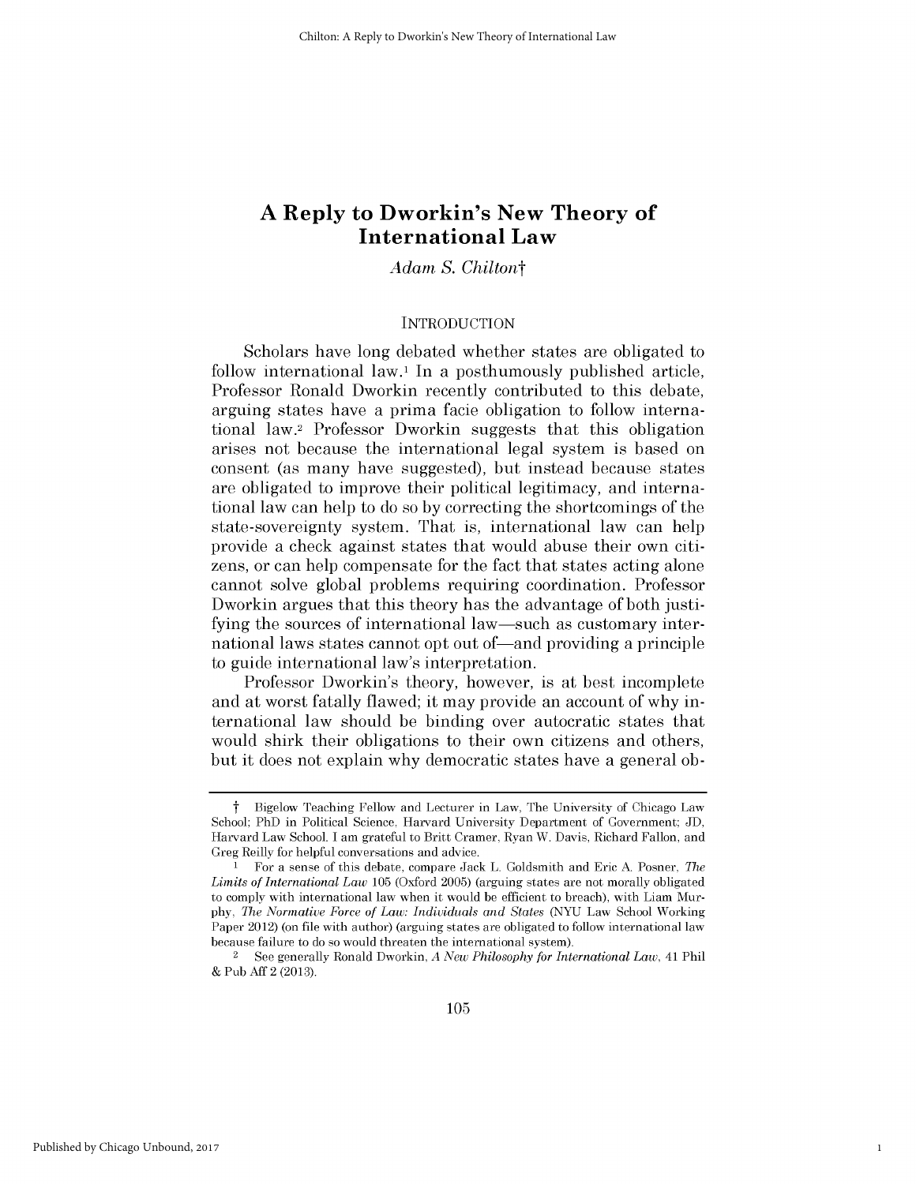# A Reply to Dworkin's New Theory of International Law

*Adam S. Chilton*†

## INTRODUCTION

Scholars have long debated whether states are obligated to follow international law.[1] In a posthumously published article, Professor Ronald Dworkin recently contributed to this debate, arguing states have a prima facie obligation to follow international law.[2] Professor Dworkin suggests that this obligation arises not because the international legal system is based on consent (as many have suggested), but instead because states are obligated to improve their political legitimacy, and international law can help to do so by correcting the shortcomings of the state-sovereignty system. That is, international law can help provide a check against states that would abuse their own citizens, or can help compensate for the fact that states acting alone cannot solve global problems requiring coordination. Professor Dworkin argues that this theory has the advantage of both justifying the sources of international law—such as customary international laws states cannot opt out of—and providing a principle to guide international law's interpretation.

Professor Dworkin's theory, however, is at best incomplete and at worst fatally flawed; it may provide an account of why international law should be binding over autocratic states that would shirk their obligations to their own citizens and others, but it does not explain why democratic states have a general ob-

---

† Bigelow Teaching Fellow and Lecturer in Law, The University of Chicago Law School; PhD in Political Science, Harvard University Department of Government; JD, Harvard Law School. I am grateful to Britt Cramer, Ryan W. Davis, Richard Fallon, and Greg Reilly for helpful conversations and advice.

1 For a sense of this debate, compare Jack L. Goldsmith and Eric A. Posner, *The Limits of International Law* 105 (Oxford 2005) (arguing states are not morally obligated to comply with international law when it would be efficient to breach), with Liam Murphy, *The Normative Force of Law: Individuals and States* (NYU Law School Working Paper 2012) (on file with author) (arguing states are obligated to follow international law because failure to do so would threaten the international system).

2 See generally Ronald Dworkin, *A New Philosophy for International Law*, 41 Phil & Pub Aff 2 (2013).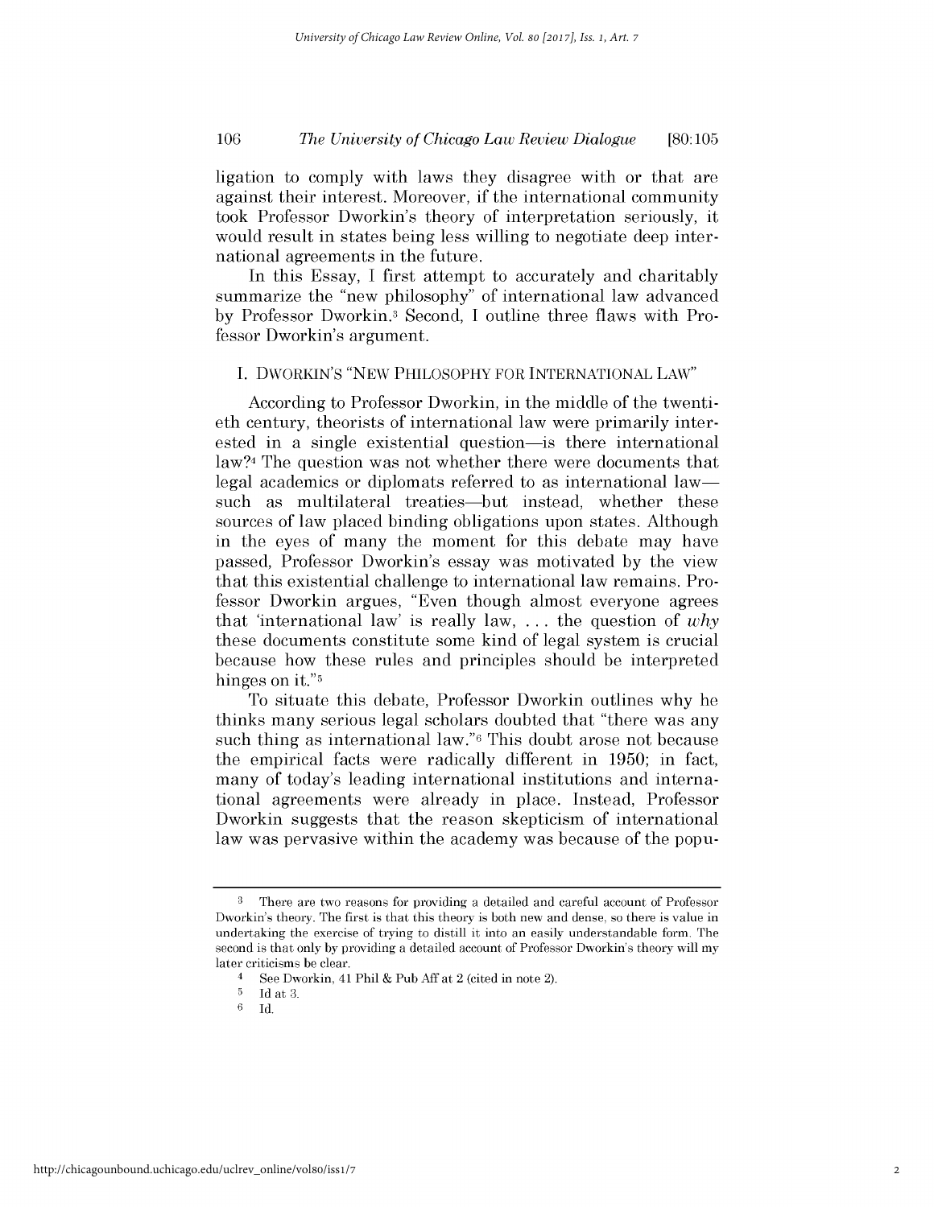ligation to comply with laws they disagree with or that are against their interest. Moreover, if the international community took Professor Dworkin's theory of interpretation seriously, it would result in states being less willing to negotiate deep international agreements in the future.

In this Essay, I first attempt to accurately and charitably summarize the "new philosophy" of international law advanced by Professor Dworkin.[3] Second, I outline three flaws with Professor Dworkin's argument.

## I. DWORKIN'S "NEW PHILOSOPHY FOR INTERNATIONAL LAW"

According to Professor Dworkin, in the middle of the twentieth century, theorists of international law were primarily interested in a single existential question—is there international law?[4] The question was not whether there were documents that legal academics or diplomats referred to as international law—such as multilateral treaties—but instead, whether these sources of law placed binding obligations upon states. Although in the eyes of many the moment for this debate may have passed, Professor Dworkin's essay was motivated by the view that this existential challenge to international law remains. Professor Dworkin argues, "Even though almost everyone agrees that 'international law' is really law, . . . the question of *why* these documents constitute some kind of legal system is crucial because how these rules and principles should be interpreted hinges on it."[5]

To situate this debate, Professor Dworkin outlines why he thinks many serious legal scholars doubted that "there was any such thing as international law."[6] This doubt arose not because the empirical facts were radically different in 1950; in fact, many of today's leading international institutions and international agreements were already in place. Instead, Professor Dworkin suggests that the reason skepticism of international law was pervasive within the academy was because of the popu-

---

[3] There are two reasons for providing a detailed and careful account of Professor Dworkin's theory. The first is that this theory is both new and dense, so there is value in undertaking the exercise of trying to distill it into an easily understandable form. The second is that only by providing a detailed account of Professor Dworkin's theory will my later criticisms be clear.

[4] See Dworkin, 41 Phil & Pub Aff at 2 (cited in note 2).

[5] Id at 3.

[6] Id.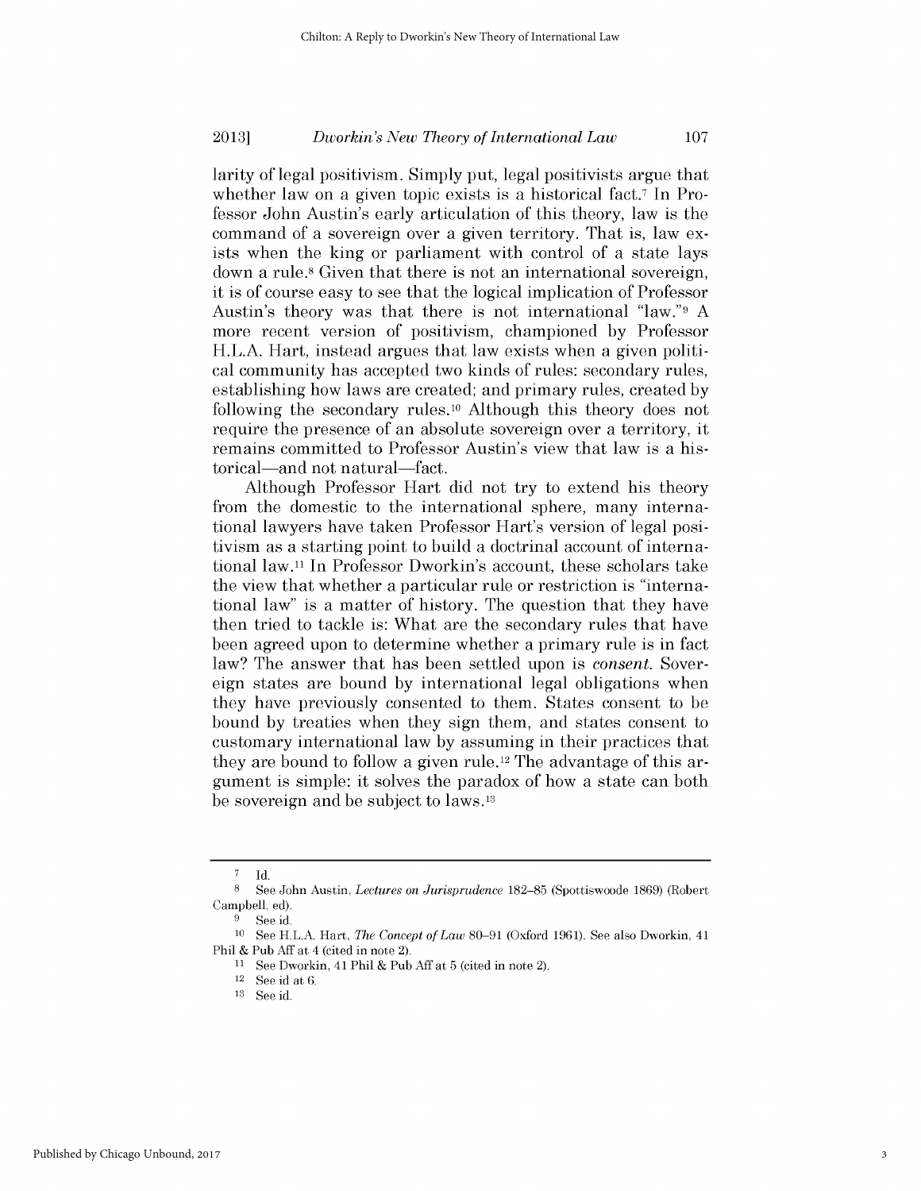larity of legal positivism. Simply put, legal positivists argue that whether law on a given topic exists is a historical fact.[7] In Professor John Austin's early articulation of this theory, law is the command of a sovereign over a given territory. That is, law exists when the king or parliament with control of a state lays down a rule.[8] Given that there is not an international sovereign, it is of course easy to see that the logical implication of Professor Austin's theory was that there is not international "law."[9] A more recent version of positivism, championed by Professor H.L.A. Hart, instead argues that law exists when a given political community has accepted two kinds of rules: secondary rules, establishing how laws are created; and primary rules, created by following the secondary rules.[10] Although this theory does not require the presence of an absolute sovereign over a territory, it remains committed to Professor Austin's view that law is a historical—and not natural—fact.

Although Professor Hart did not try to extend his theory from the domestic to the international sphere, many international lawyers have taken Professor Hart's version of legal positivism as a starting point to build a doctrinal account of international law.[11] In Professor Dworkin's account, these scholars take the view that whether a particular rule or restriction is "international law" is a matter of history. The question that they have then tried to tackle is: What are the secondary rules that have been agreed upon to determine whether a primary rule is in fact law? The answer that has been settled upon is *consent*. Sovereign states are bound by international legal obligations when they have previously consented to them. States consent to be bound by treaties when they sign them, and states consent to customary international law by assuming in their practices that they are bound to follow a given rule.[12] The advantage of this argument is simple: it solves the paradox of how a state can both be sovereign and be subject to laws.[13]

---

[7] Id.

[8] See John Austin, *Lectures on Jurisprudence* 182–85 (Spottiswoode 1869) (Robert Campbell, ed).

[9] See id.

[10] See H.L.A. Hart, *The Concept of Law* 80–91 (Oxford 1961). See also Dworkin, 41 Phil & Pub Aff at 4 (cited in note 2).

[11] See Dworkin, 41 Phil & Pub Aff at 5 (cited in note 2).

[12] See id at 6.

[13] See id.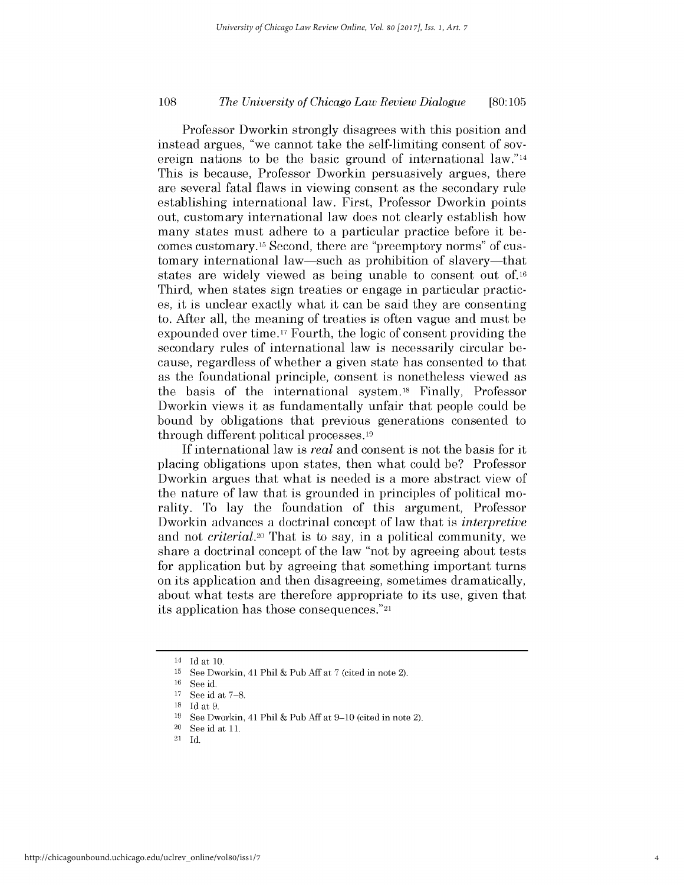Professor Dworkin strongly disagrees with this position and instead argues, "we cannot take the self-limiting consent of sovereign nations to be the basic ground of international law."[14] This is because, Professor Dworkin persuasively argues, there are several fatal flaws in viewing consent as the secondary rule establishing international law. First, Professor Dworkin points out, customary international law does not clearly establish how many states must adhere to a particular practice before it becomes customary.[15] Second, there are "preemptory norms" of customary international law—such as prohibition of slavery—that states are widely viewed as being unable to consent out of.[16] Third, when states sign treaties or engage in particular practices, it is unclear exactly what it can be said they are consenting to. After all, the meaning of treaties is often vague and must be expounded over time.[17] Fourth, the logic of consent providing the secondary rules of international law is necessarily circular because, regardless of whether a given state has consented to that as the foundational principle, consent is nonetheless viewed as the basis of the international system.[18] Finally, Professor Dworkin views it as fundamentally unfair that people could be bound by obligations that previous generations consented to through different political processes.[19]

If international law is *real* and consent is not the basis for it placing obligations upon states, then what could be? Professor Dworkin argues that what is needed is a more abstract view of the nature of law that is grounded in principles of political morality. To lay the foundation of this argument, Professor Dworkin advances a doctrinal concept of law that is *interpretive* and not *criterial*.[20] That is to say, in a political community, we share a doctrinal concept of the law "not by agreeing about tests for application but by agreeing that something important turns on its application and then disagreeing, sometimes dramatically, about what tests are therefore appropriate to its use, given that its application has those consequences."[21]

---

[14] Id at 10.

[15] See Dworkin, 41 Phil & Pub Aff at 7 (cited in note 2).

[16] See id.

[17] See id at 7–8.

[18] Id at 9.

[19] See Dworkin, 41 Phil & Pub Aff at 9–10 (cited in note 2).

[20] See id at 11.

[21] Id.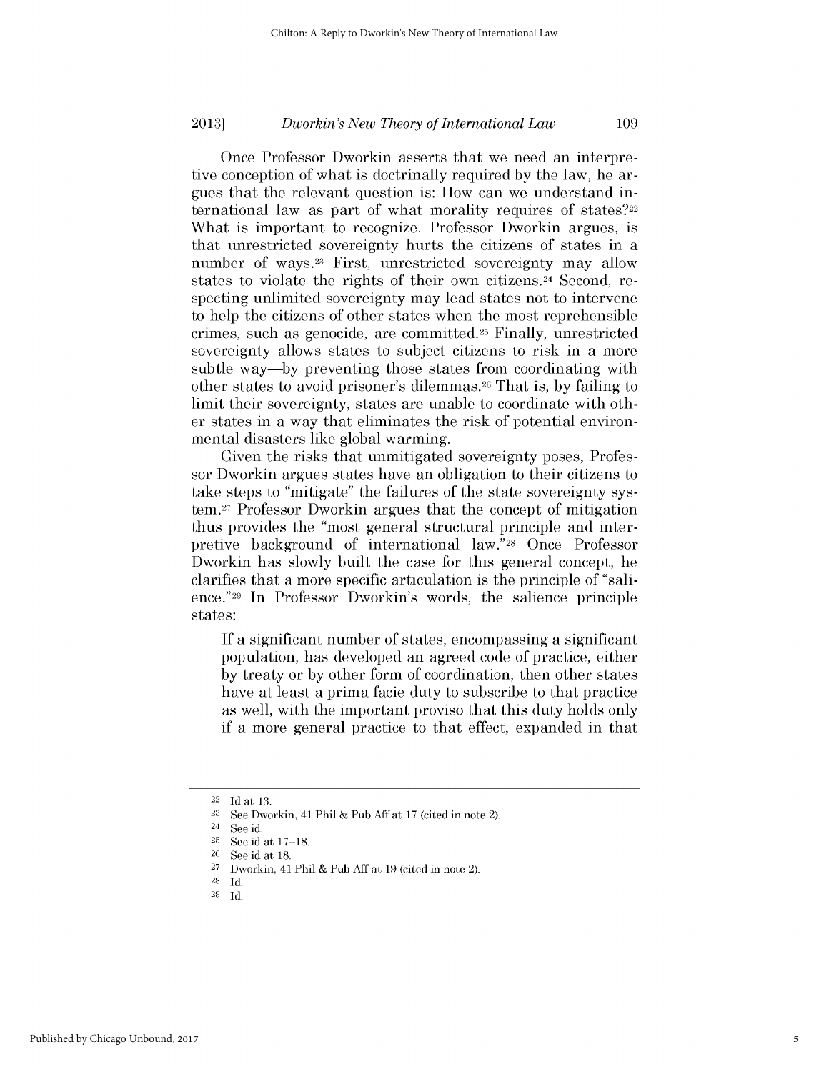Once Professor Dworkin asserts that we need an interpretive conception of what is doctrinally required by the law, he argues that the relevant question is: How can we understand international law as part of what morality requires of states?[22] What is important to recognize, Professor Dworkin argues, is that unrestricted sovereignty hurts the citizens of states in a number of ways.[23] First, unrestricted sovereignty may allow states to violate the rights of their own citizens.[24] Second, respecting unlimited sovereignty may lead states not to intervene to help the citizens of other states when the most reprehensible crimes, such as genocide, are committed.[25] Finally, unrestricted sovereignty allows states to subject citizens to risk in a more subtle way—by preventing those states from coordinating with other states to avoid prisoner's dilemmas.[26] That is, by failing to limit their sovereignty, states are unable to coordinate with other states in a way that eliminates the risk of potential environmental disasters like global warming.

Given the risks that unmitigated sovereignty poses, Professor Dworkin argues states have an obligation to their citizens to take steps to "mitigate" the failures of the state sovereignty system.[27] Professor Dworkin argues that the concept of mitigation thus provides the "most general structural principle and interpretive background of international law."[28] Once Professor Dworkin has slowly built the case for this general concept, he clarifies that a more specific articulation is the principle of "salience."[29] In Professor Dworkin's words, the salience principle states:

> If a significant number of states, encompassing a significant population, has developed an agreed code of practice, either by treaty or by other form of coordination, then other states have at least a prima facie duty to subscribe to that practice as well, with the important proviso that this duty holds only if a more general practice to that effect, expanded in that

---

22 Id at 13.

23 See Dworkin, 41 Phil & Pub Aff at 17 (cited in note 2).

24 See id.

25 See id at 17–18.

26 See id at 18.

27 Dworkin, 41 Phil & Pub Aff at 19 (cited in note 2).

28 Id.

29 Id.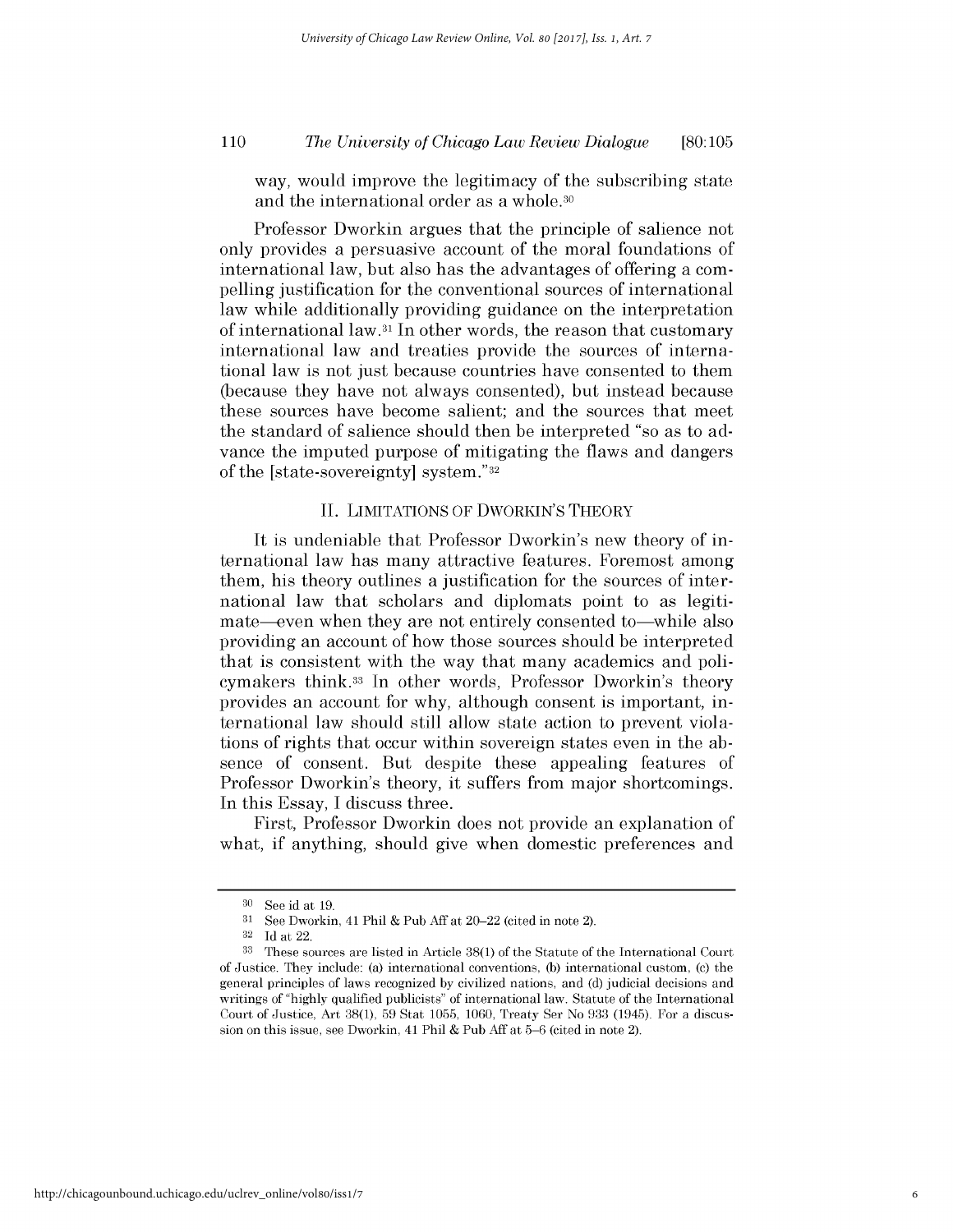way, would improve the legitimacy of the subscribing state and the international order as a whole.[30]

Professor Dworkin argues that the principle of salience not only provides a persuasive account of the moral foundations of international law, but also has the advantages of offering a compelling justification for the conventional sources of international law while additionally providing guidance on the interpretation of international law.[31] In other words, the reason that customary international law and treaties provide the sources of international law is not just because countries have consented to them (because they have not always consented), but instead because these sources have become salient; and the sources that meet the standard of salience should then be interpreted "so as to advance the imputed purpose of mitigating the flaws and dangers of the [state-sovereignty] system."[32]

## II. Limitations of Dworkin's Theory

It is undeniable that Professor Dworkin's new theory of international law has many attractive features. Foremost among them, his theory outlines a justification for the sources of international law that scholars and diplomats point to as legitimate—even when they are not entirely consented to—while also providing an account of how those sources should be interpreted that is consistent with the way that many academics and policymakers think.[33] In other words, Professor Dworkin's theory provides an account for why, although consent is important, international law should still allow state action to prevent violations of rights that occur within sovereign states even in the absence of consent. But despite these appealing features of Professor Dworkin's theory, it suffers from major shortcomings. In this Essay, I discuss three.

First, Professor Dworkin does not provide an explanation of what, if anything, should give when domestic preferences and

---

[30] See id at 19.

[31] See Dworkin, 41 Phil & Pub Aff at 20–22 (cited in note 2).

[32] Id at 22.

[33] These sources are listed in Article 38(1) of the Statute of the International Court of Justice. They include: (a) international conventions, (b) international custom, (c) the general principles of laws recognized by civilized nations, and (d) judicial decisions and writings of "highly qualified publicists" of international law. Statute of the International Court of Justice, Art 38(1), 59 Stat 1055, 1060, Treaty Ser No 933 (1945). For a discussion on this issue, see Dworkin, 41 Phil & Pub Aff at 5–6 (cited in note 2).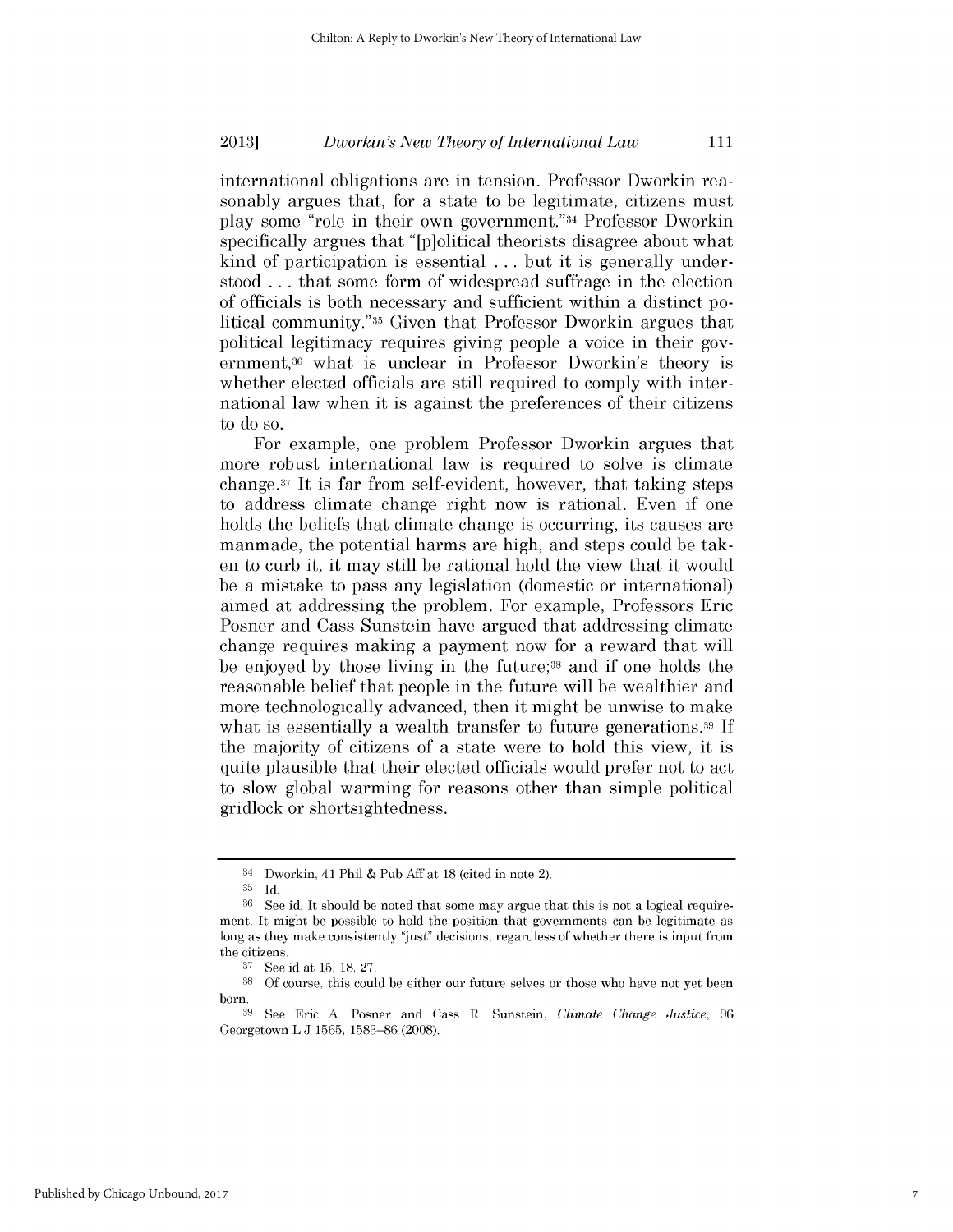international obligations are in tension. Professor Dworkin reasonably argues that, for a state to be legitimate, citizens must play some "role in their own government."[34] Professor Dworkin specifically argues that "[p]olitical theorists disagree about what kind of participation is essential . . . but it is generally understood . . . that some form of widespread suffrage in the election of officials is both necessary and sufficient within a distinct political community."[35] Given that Professor Dworkin argues that political legitimacy requires giving people a voice in their government,[36] what is unclear in Professor Dworkin's theory is whether elected officials are still required to comply with international law when it is against the preferences of their citizens to do so.

For example, one problem Professor Dworkin argues that more robust international law is required to solve is climate change.[37] It is far from self-evident, however, that taking steps to address climate change right now is rational. Even if one holds the beliefs that climate change is occurring, its causes are manmade, the potential harms are high, and steps could be taken to curb it, it may still be rational hold the view that it would be a mistake to pass any legislation (domestic or international) aimed at addressing the problem. For example, Professors Eric Posner and Cass Sunstein have argued that addressing climate change requires making a payment now for a reward that will be enjoyed by those living in the future;[38] and if one holds the reasonable belief that people in the future will be wealthier and more technologically advanced, then it might be unwise to make what is essentially a wealth transfer to future generations.[39] If the majority of citizens of a state were to hold this view, it is quite plausible that their elected officials would prefer not to act to slow global warming for reasons other than simple political gridlock or shortsightedness.

---

[34] Dworkin, 41 Phil & Pub Aff at 18 (cited in note 2).

[35] Id.

[36] See id. It should be noted that some may argue that this is not a logical requirement. It might be possible to hold the position that governments can be legitimate as long as they make consistently "just" decisions, regardless of whether there is input from the citizens.

[37] See id at 15, 18, 27.

[38] Of course, this could be either our future selves or those who have not yet been born.

[39] See Eric A. Posner and Cass R. Sunstein, *Climate Change Justice*, 96 Georgetown L J 1565, 1583–86 (2008).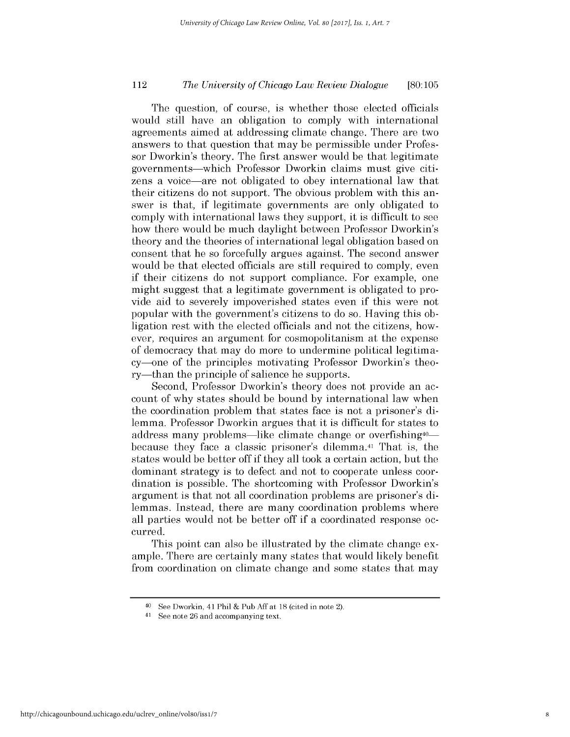The question, of course, is whether those elected officials would still have an obligation to comply with international agreements aimed at addressing climate change. There are two answers to that question that may be permissible under Professor Dworkin's theory. The first answer would be that legitimate governments—which Professor Dworkin claims must give citizens a voice—are not obligated to obey international law that their citizens do not support. The obvious problem with this answer is that, if legitimate governments are only obligated to comply with international laws they support, it is difficult to see how there would be much daylight between Professor Dworkin's theory and the theories of international legal obligation based on consent that he so forcefully argues against. The second answer would be that elected officials are still required to comply, even if their citizens do not support compliance. For example, one might suggest that a legitimate government is obligated to provide aid to severely impoverished states even if this were not popular with the government's citizens to do so. Having this obligation rest with the elected officials and not the citizens, however, requires an argument for cosmopolitanism at the expense of democracy that may do more to undermine political legitimacy—one of the principles motivating Professor Dworkin's theory—than the principle of salience he supports.

Second, Professor Dworkin's theory does not provide an account of why states should be bound by international law when the coordination problem that states face is not a prisoner's dilemma. Professor Dworkin argues that it is difficult for states to address many problems—like climate change or overfishing[40]—because they face a classic prisoner's dilemma.[41] That is, the states would be better off if they all took a certain action, but the dominant strategy is to defect and not to cooperate unless coordination is possible. The shortcoming with Professor Dworkin's argument is that not all coordination problems are prisoner's dilemmas. Instead, there are many coordination problems where all parties would not be better off if a coordinated response occurred.

This point can also be illustrated by the climate change example. There are certainly many states that would likely benefit from coordination on climate change and some states that may

---

[40] See Dworkin, 41 Phil & Pub Aff at 18 (cited in note 2).

[41] See note 26 and accompanying text.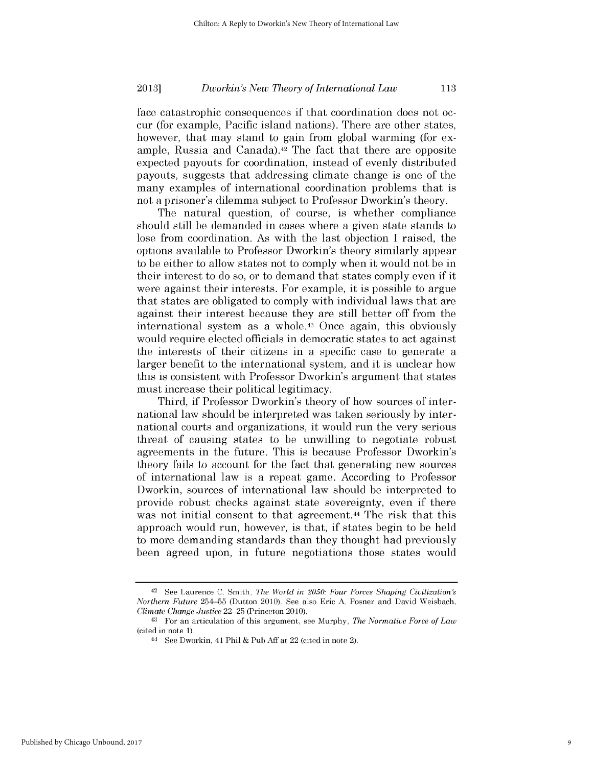face catastrophic consequences if that coordination does not occur (for example, Pacific island nations). There are other states, however, that may stand to gain from global warming (for example, Russia and Canada).[42] The fact that there are opposite expected payouts for coordination, instead of evenly distributed payouts, suggests that addressing climate change is one of the many examples of international coordination problems that is not a prisoner's dilemma subject to Professor Dworkin's theory.

The natural question, of course, is whether compliance should still be demanded in cases where a given state stands to lose from coordination. As with the last objection I raised, the options available to Professor Dworkin's theory similarly appear to be either to allow states not to comply when it would not be in their interest to do so, or to demand that states comply even if it were against their interests. For example, it is possible to argue that states are obligated to comply with individual laws that are against their interest because they are still better off from the international system as a whole.[43] Once again, this obviously would require elected officials in democratic states to act against the interests of their citizens in a specific case to generate a larger benefit to the international system, and it is unclear how this is consistent with Professor Dworkin's argument that states must increase their political legitimacy.

Third, if Professor Dworkin's theory of how sources of international law should be interpreted was taken seriously by international courts and organizations, it would run the very serious threat of causing states to be unwilling to negotiate robust agreements in the future. This is because Professor Dworkin's theory fails to account for the fact that generating new sources of international law is a repeat game. According to Professor Dworkin, sources of international law should be interpreted to provide robust checks against state sovereignty, even if there was not initial consent to that agreement.[44] The risk that this approach would run, however, is that, if states begin to be held to more demanding standards than they thought had previously been agreed upon, in future negotiations those states would

---

[42] See Laurence C. Smith, *The World in 2050: Four Forces Shaping Civilization's Northern Future* 254–55 (Dutton 2010). See also Eric A. Posner and David Weisbach, *Climate Change Justice* 22–25 (Princeton 2010).

[43] For an articulation of this argument, see Murphy, *The Normative Force of Law* (cited in note 1).

[44] See Dworkin, 41 Phil & Pub Aff at 22 (cited in note 2).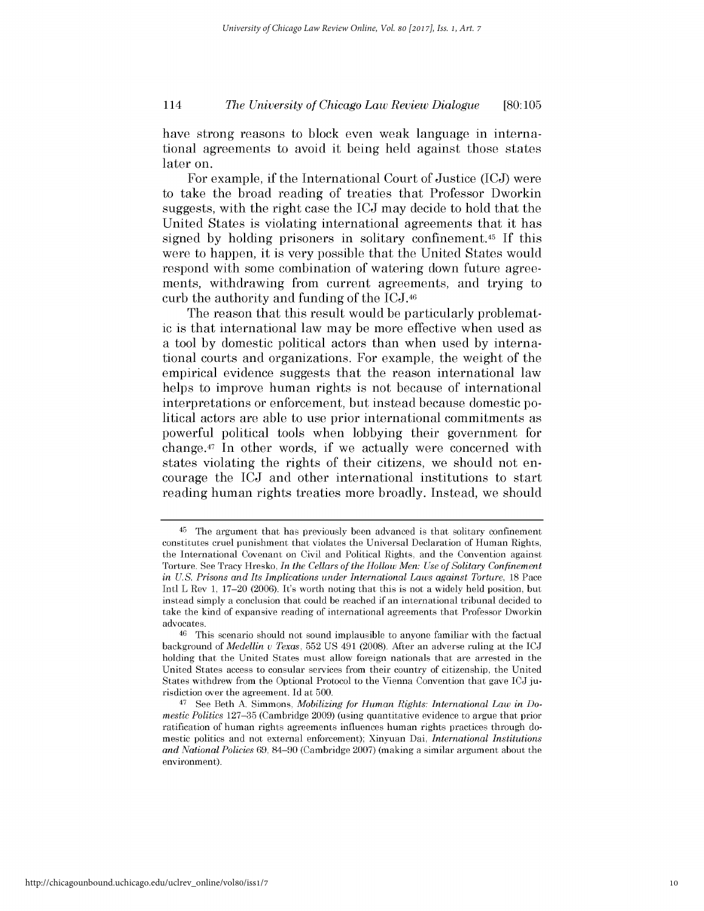have strong reasons to block even weak language in international agreements to avoid it being held against those states later on.

For example, if the International Court of Justice (ICJ) were to take the broad reading of treaties that Professor Dworkin suggests, with the right case the ICJ may decide to hold that the United States is violating international agreements that it has signed by holding prisoners in solitary confinement.[45] If this were to happen, it is very possible that the United States would respond with some combination of watering down future agreements, withdrawing from current agreements, and trying to curb the authority and funding of the ICJ.[46]

The reason that this result would be particularly problematic is that international law may be more effective when used as a tool by domestic political actors than when used by international courts and organizations. For example, the weight of the empirical evidence suggests that the reason international law helps to improve human rights is not because of international interpretations or enforcement, but instead because domestic political actors are able to use prior international commitments as powerful political tools when lobbying their government for change.[47] In other words, if we actually were concerned with states violating the rights of their citizens, we should not encourage the ICJ and other international institutions to start reading human rights treaties more broadly. Instead, we should

---

[45] The argument that has previously been advanced is that solitary confinement constitutes cruel punishment that violates the Universal Declaration of Human Rights, the International Covenant on Civil and Political Rights, and the Convention against Torture. See Tracy Hresko, *In the Cellars of the Hollow Men: Use of Solitary Confinement in U.S. Prisons and Its Implications under International Laws against Torture*, 18 Pace Intl L Rev 1, 17–20 (2006). It's worth noting that this is not a widely held position, but instead simply a conclusion that could be reached if an international tribunal decided to take the kind of expansive reading of international agreements that Professor Dworkin advocates.

[46] This scenario should not sound implausible to anyone familiar with the factual background of *Medellín v Texas*, 552 US 491 (2008). After an adverse ruling at the ICJ holding that the United States must allow foreign nationals that are arrested in the United States access to consular services from their country of citizenship, the United States withdrew from the Optional Protocol to the Vienna Convention that gave ICJ jurisdiction over the agreement. Id at 500.

[47] See Beth A. Simmons, *Mobilizing for Human Rights: International Law in Domestic Politics* 127–35 (Cambridge 2009) (using quantitative evidence to argue that prior ratification of human rights agreements influences human rights practices through domestic politics and not external enforcement); Xinyuan Dai, *International Institutions and National Policies* 69, 84–90 (Cambridge 2007) (making a similar argument about the environment).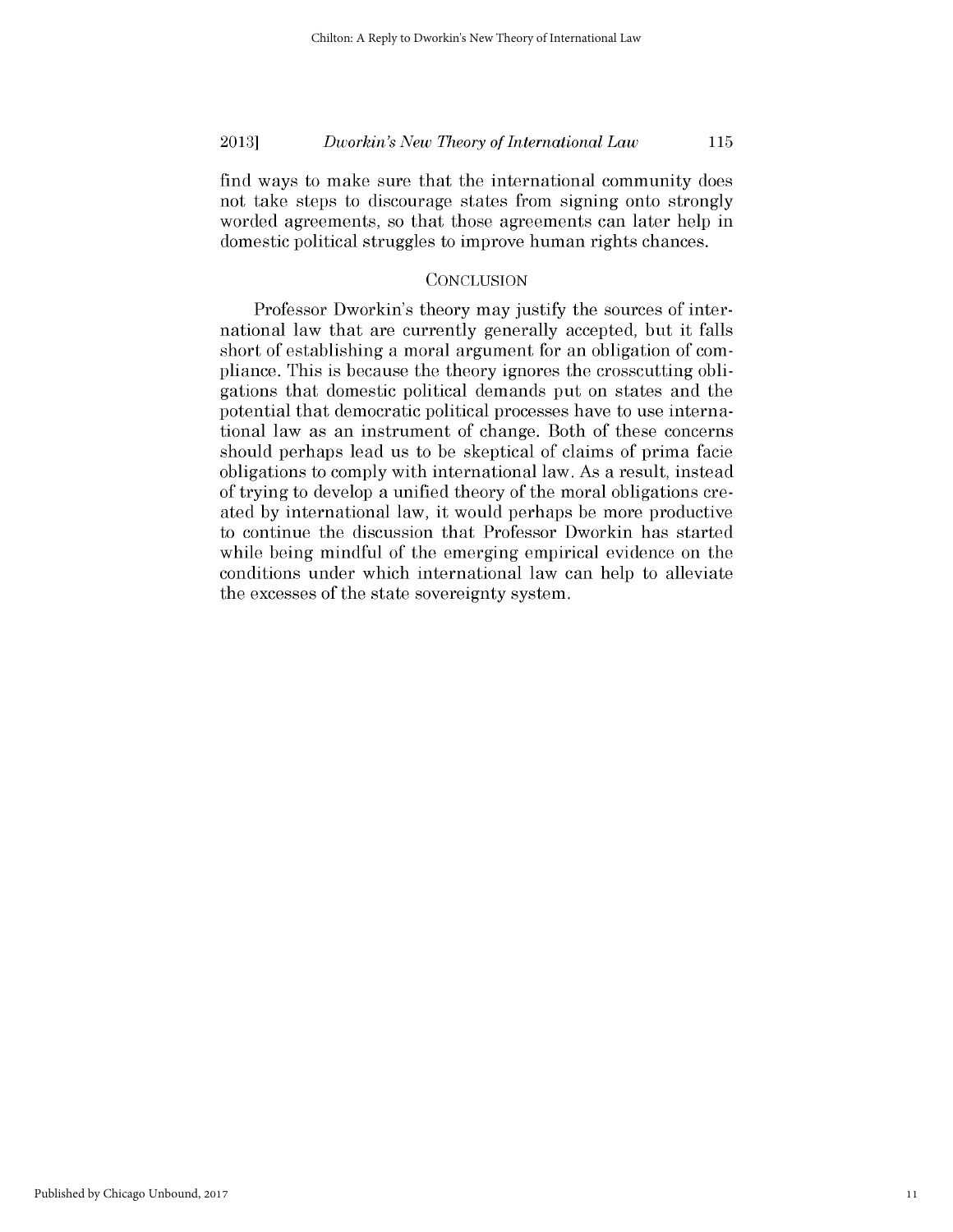find ways to make sure that the international community does not take steps to discourage states from signing onto strongly worded agreements, so that those agreements can later help in domestic political struggles to improve human rights chances.

## CONCLUSION

Professor Dworkin's theory may justify the sources of international law that are currently generally accepted, but it falls short of establishing a moral argument for an obligation of compliance. This is because the theory ignores the crosscutting obligations that domestic political demands put on states and the potential that democratic political processes have to use international law as an instrument of change. Both of these concerns should perhaps lead us to be skeptical of claims of prima facie obligations to comply with international law. As a result, instead of trying to develop a unified theory of the moral obligations created by international law, it would perhaps be more productive to continue the discussion that Professor Dworkin has started while being mindful of the emerging empirical evidence on the conditions under which international law can help to alleviate the excesses of the state sovereignty system.